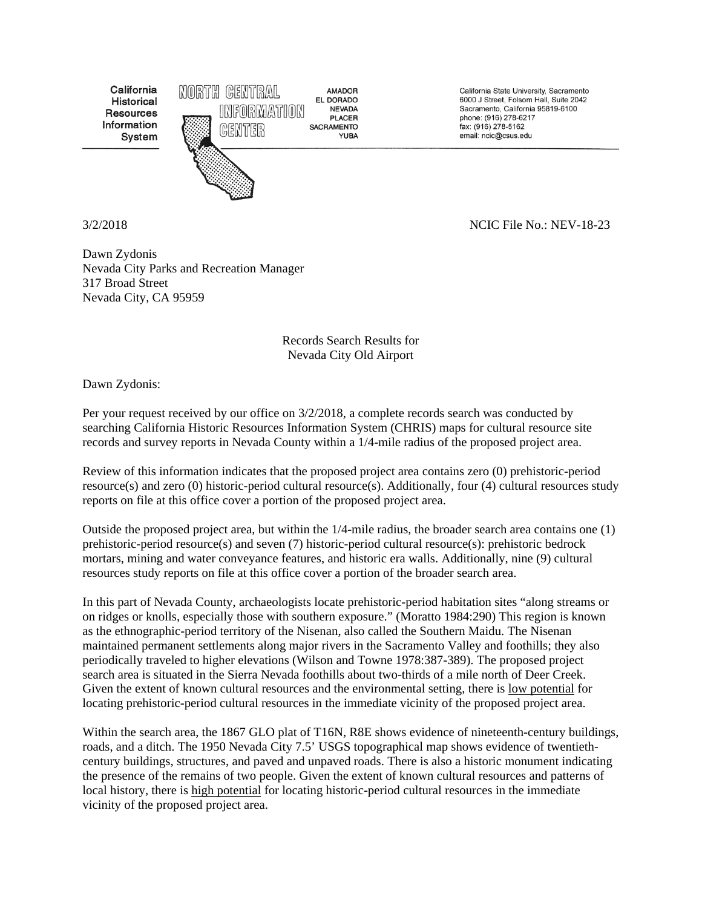California Historical Resources Information System

NORTH CENTRAL INFORMATION CENTER

AMADOR
EL DORADO
NEVADA
PLACER
SACRAMENTO
YUBA

California State University, Sacramento
6000 J Street, Folsom Hall, Suite 2042
Sacramento, California 95819-6100
phone: (916) 278-6217
fax: (916) 278-5162
email: ncic@csus.edu

3/2/2018

NCIC File No.: NEV-18-23

Dawn Zydonis
Nevada City Parks and Recreation Manager
317 Broad Street
Nevada City, CA 95959

Records Search Results for
Nevada City Old Airport

Dawn Zydonis:

Per your request received by our office on 3/2/2018, a complete records search was conducted by searching California Historic Resources Information System (CHRIS) maps for cultural resource site records and survey reports in Nevada County within a 1/4-mile radius of the proposed project area.

Review of this information indicates that the proposed project area contains zero (0) prehistoric-period resource(s) and zero (0) historic-period cultural resource(s). Additionally, four (4) cultural resources study reports on file at this office cover a portion of the proposed project area.

Outside the proposed project area, but within the 1/4-mile radius, the broader search area contains one (1) prehistoric-period resource(s) and seven (7) historic-period cultural resource(s): prehistoric bedrock mortars, mining and water conveyance features, and historic era walls. Additionally, nine (9) cultural resources study reports on file at this office cover a portion of the broader search area.

In this part of Nevada County, archaeologists locate prehistoric-period habitation sites "along streams or on ridges or knolls, especially those with southern exposure." (Moratto 1984:290) This region is known as the ethnographic-period territory of the Nisenan, also called the Southern Maidu. The Nisenan maintained permanent settlements along major rivers in the Sacramento Valley and foothills; they also periodically traveled to higher elevations (Wilson and Towne 1978:387-389). The proposed project search area is situated in the Sierra Nevada foothills about two-thirds of a mile north of Deer Creek. Given the extent of known cultural resources and the environmental setting, there is <u>low potential</u> for locating prehistoric-period cultural resources in the immediate vicinity of the proposed project area.

Within the search area, the 1867 GLO plat of T16N, R8E shows evidence of nineteenth-century buildings, roads, and a ditch. The 1950 Nevada City 7.5' USGS topographical map shows evidence of twentieth-century buildings, structures, and paved and unpaved roads. There is also a historic monument indicating the presence of the remains of two people. Given the extent of known cultural resources and patterns of local history, there is <u>high potential</u> for locating historic-period cultural resources in the immediate vicinity of the proposed project area.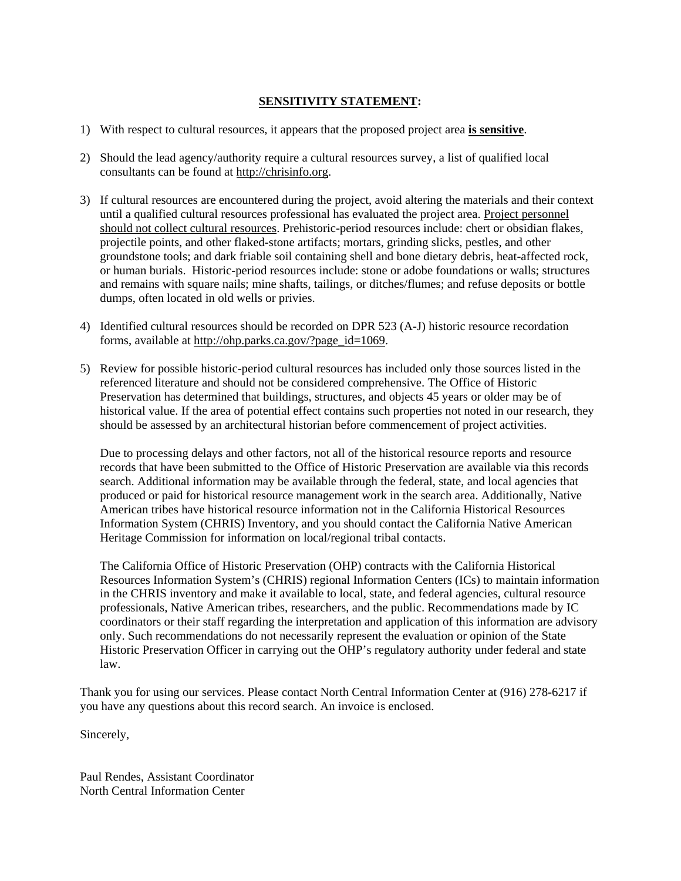**<u>SENSITIVITY STATEMENT</u>:**

1) With respect to cultural resources, it appears that the proposed project area **<u>is sensitive</u>**.

2) Should the lead agency/authority require a cultural resources survey, a list of qualified local consultants can be found at http://chrisinfo.org.

3) If cultural resources are encountered during the project, avoid altering the materials and their context until a qualified cultural resources professional has evaluated the project area. <u>Project personnel should not collect cultural resources</u>. Prehistoric-period resources include: chert or obsidian flakes, projectile points, and other flaked-stone artifacts; mortars, grinding slicks, pestles, and other groundstone tools; and dark friable soil containing shell and bone dietary debris, heat-affected rock, or human burials. Historic-period resources include: stone or adobe foundations or walls; structures and remains with square nails; mine shafts, tailings, or ditches/flumes; and refuse deposits or bottle dumps, often located in old wells or privies.

4) Identified cultural resources should be recorded on DPR 523 (A-J) historic resource recordation forms, available at http://ohp.parks.ca.gov/?page_id=1069.

5) Review for possible historic-period cultural resources has included only those sources listed in the referenced literature and should not be considered comprehensive. The Office of Historic Preservation has determined that buildings, structures, and objects 45 years or older may be of historical value. If the area of potential effect contains such properties not noted in our research, they should be assessed by an architectural historian before commencement of project activities.

   Due to processing delays and other factors, not all of the historical resource reports and resource records that have been submitted to the Office of Historic Preservation are available via this records search. Additional information may be available through the federal, state, and local agencies that produced or paid for historical resource management work in the search area. Additionally, Native American tribes have historical resource information not in the California Historical Resources Information System (CHRIS) Inventory, and you should contact the California Native American Heritage Commission for information on local/regional tribal contacts.

   The California Office of Historic Preservation (OHP) contracts with the California Historical Resources Information System's (CHRIS) regional Information Centers (ICs) to maintain information in the CHRIS inventory and make it available to local, state, and federal agencies, cultural resource professionals, Native American tribes, researchers, and the public. Recommendations made by IC coordinators or their staff regarding the interpretation and application of this information are advisory only. Such recommendations do not necessarily represent the evaluation or opinion of the State Historic Preservation Officer in carrying out the OHP's regulatory authority under federal and state law.

Thank you for using our services. Please contact North Central Information Center at (916) 278-6217 if you have any questions about this record search. An invoice is enclosed.

Sincerely,

Paul Rendes, Assistant Coordinator
North Central Information Center